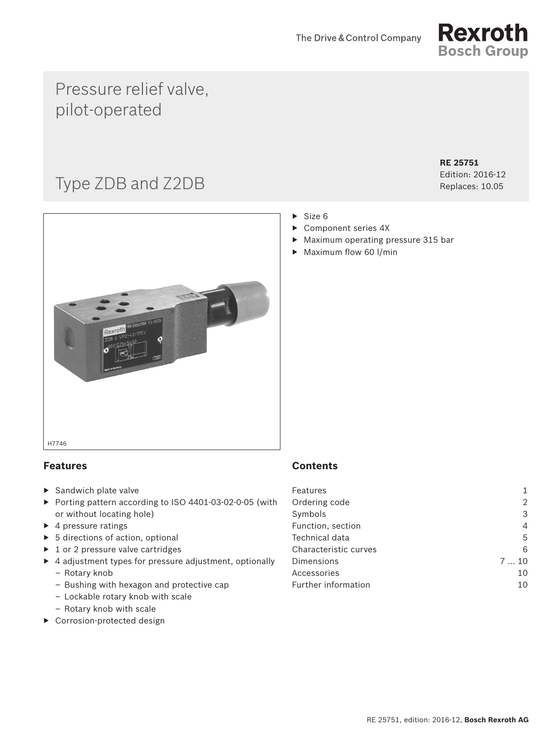The Drive & Control Company

Rexroth
Bosch Group

# Pressure relief valve, pilot-operated

# Type ZDB and Z2DB

**RE 25751**
Edition: 2016-12
Replaces: 10.05

H7746

- Size 6
- Component series 4X
- Maximum operating pressure 315 bar
- Maximum flow 60 l/min

## Features

- Sandwich plate valve
- Porting pattern according to ISO 4401-03-02-0-05 (with or without locating hole)
- 4 pressure ratings
- 5 directions of action, optional
- 1 or 2 pressure valve cartridges
- 4 adjustment types for pressure adjustment, optionally
  - Rotary knob
  - Bushing with hexagon and protective cap
  - Lockable rotary knob with scale
  - Rotary knob with scale
- Corrosion-protected design

## Contents

| | |
|---|---|
| Features | 1 |
| Ordering code | 2 |
| Symbols | 3 |
| Function, section | 4 |
| Technical data | 5 |
| Characteristic curves | 6 |
| Dimensions | 7 ... 10 |
| Accessories | 10 |
| Further information | 10 |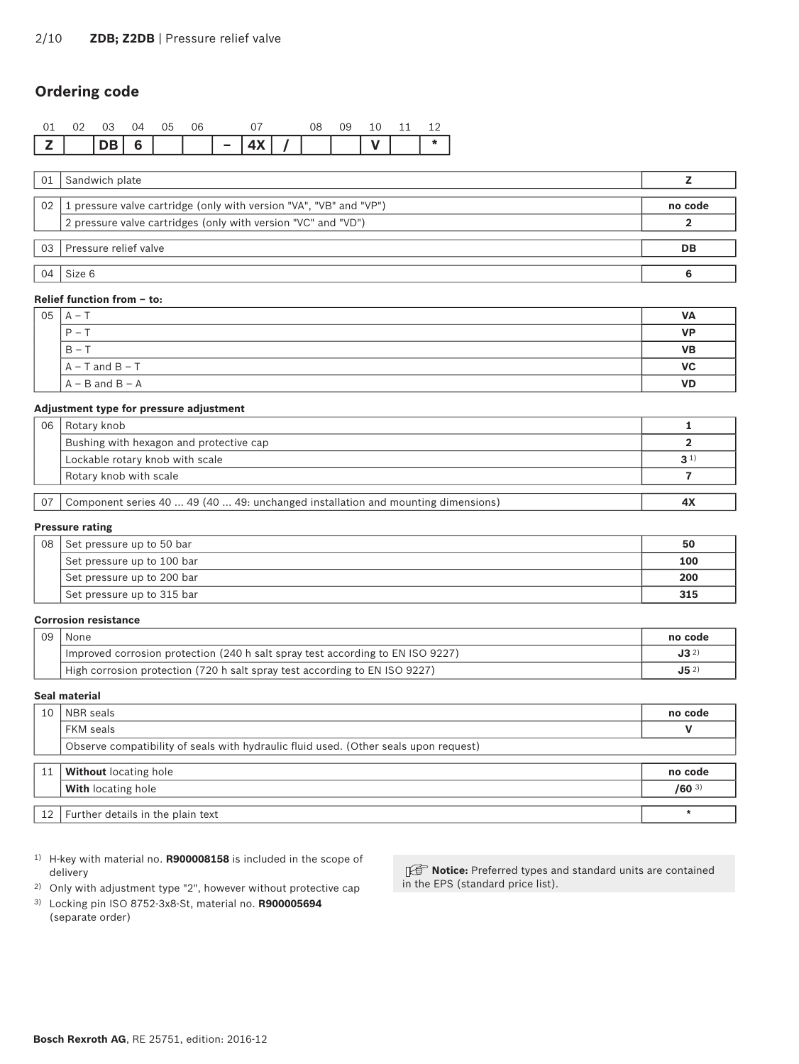## Ordering code

| 01 | 02 | 03 | 04 | 05 | 06 | | 07 | | 08 | 09 | 10 | 11 | 12 |
|---|---|---|---|---|---|---|---|---|---|---|---|---|---|
| Z | | DB | 6 | | | – | 4X | / | | | V | | * |

| | | |
|---|---|---|
| 01 | Sandwich plate | **Z** |
| 02 | 1 pressure valve cartridge (only with version "VA", "VB" and "VP") | **no code** |
| | 2 pressure valve cartridges (only with version "VC" and "VD") | **2** |
| 03 | Pressure relief valve | **DB** |
| 04 | Size 6 | **6** |

**Relief function from – to:**

| | | |
|---|---|---|
| 05 | A – T | **VA** |
| | P – T | **VP** |
| | B – T | **VB** |
| | A – T and B – T | **VC** |
| | A – B and B – A | **VD** |

**Adjustment type for pressure adjustment**

| | | |
|---|---|---|
| 06 | Rotary knob | **1** |
| | Bushing with hexagon and protective cap | **2** |
| | Lockable rotary knob with scale | **3** [1] |
| | Rotary knob with scale | **7** |
| 07 | Component series 40 ... 49 (40 ... 49: unchanged installation and mounting dimensions) | **4X** |

**Pressure rating**

| | | |
|---|---|---|
| 08 | Set pressure up to 50 bar | **50** |
| | Set pressure up to 100 bar | **100** |
| | Set pressure up to 200 bar | **200** |
| | Set pressure up to 315 bar | **315** |

**Corrosion resistance**

| | | |
|---|---|---|
| 09 | None | **no code** |
| | Improved corrosion protection (240 h salt spray test according to EN ISO 9227) | **J3** [2] |
| | High corrosion protection (720 h salt spray test according to EN ISO 9227) | **J5** [2] |

**Seal material**

| | | |
|---|---|---|
| 10 | NBR seals | **no code** |
| | FKM seals | **V** |
| | Observe compatibility of seals with hydraulic fluid used. (Other seals upon request) | |
| 11 | **Without** locating hole | **no code** |
| | **With** locating hole | **/60** [3] |
| 12 | Further details in the plain text | ***** |

[1] H-key with material no. **R900008158** is included in the scope of delivery

[2] Only with adjustment type "2", however without protective cap

[3] Locking pin ISO 8752-3x8-St, material no. **R900005694** (separate order)

**Notice:** Preferred types and standard units are contained in the EPS (standard price list).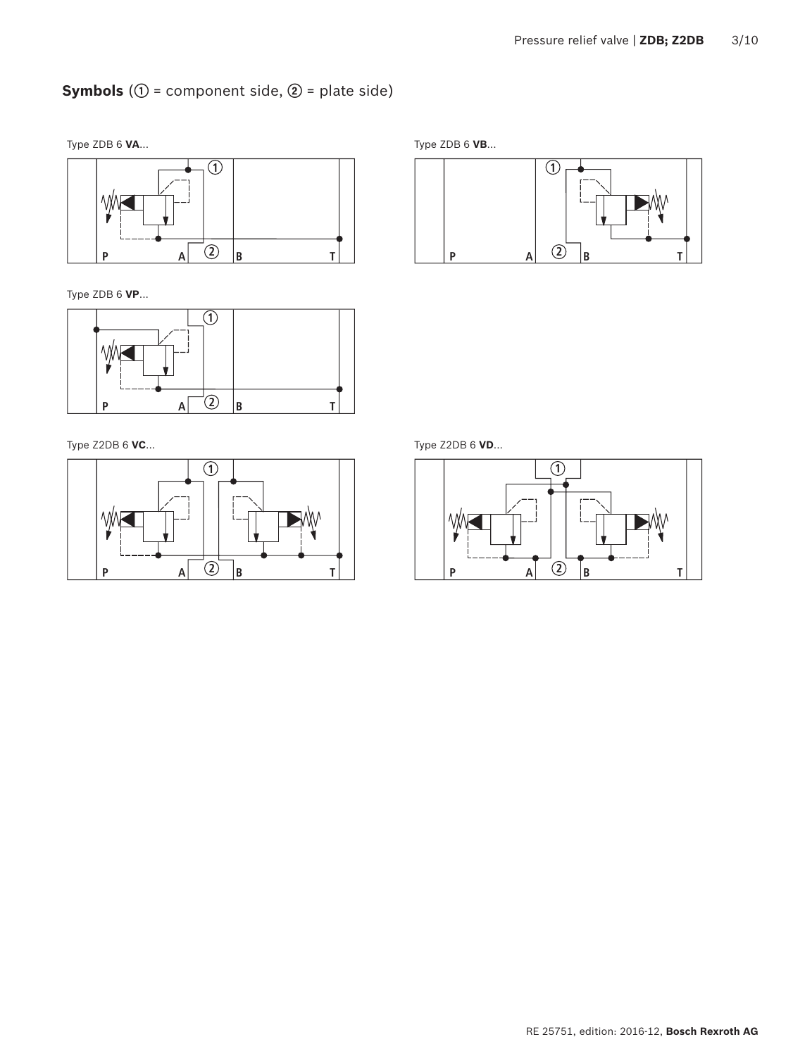## Symbols (① = component side, ② = plate side)

Type ZDB 6 **VA**...

①

P A ② B T

Type ZDB 6 **VB**...

①

P A ② B T

Type ZDB 6 **VP**...

①

P A ② B T

Type Z2DB 6 **VC**...

①

P A ② B T

Type Z2DB 6 **VD**...

①

P A ② B T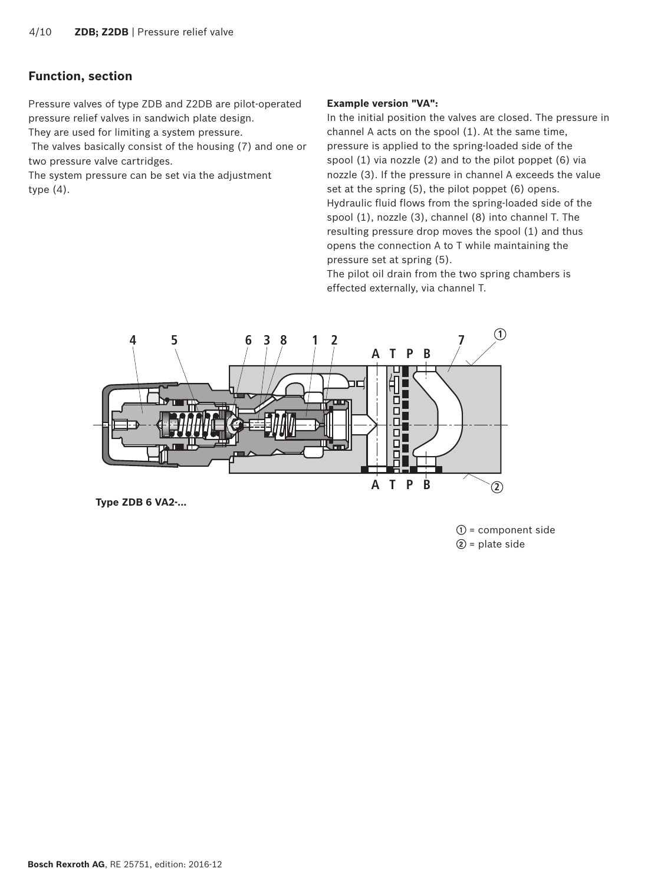## Function, section

Pressure valves of type ZDB and Z2DB are pilot-operated pressure relief valves in sandwich plate design.
They are used for limiting a system pressure.
The valves basically consist of the housing (7) and one or two pressure valve cartridges.
The system pressure can be set via the adjustment type (4).

**Example version "VA":**
In the initial position the valves are closed. The pressure in channel A acts on the spool (1). At the same time, pressure is applied to the spring-loaded side of the spool (1) via nozzle (2) and to the pilot poppet (6) via nozzle (3). If the pressure in channel A exceeds the value set at the spring (5), the pilot poppet (6) opens. Hydraulic fluid flows from the spring-loaded side of the spool (1), nozzle (3), channel (8) into channel T. The resulting pressure drop moves the spool (1) and thus opens the connection A to T while maintaining the pressure set at spring (5).
The pilot oil drain from the two spring chambers is effected externally, via channel T.

**Type ZDB 6 VA2-...**

① = component side
② = plate side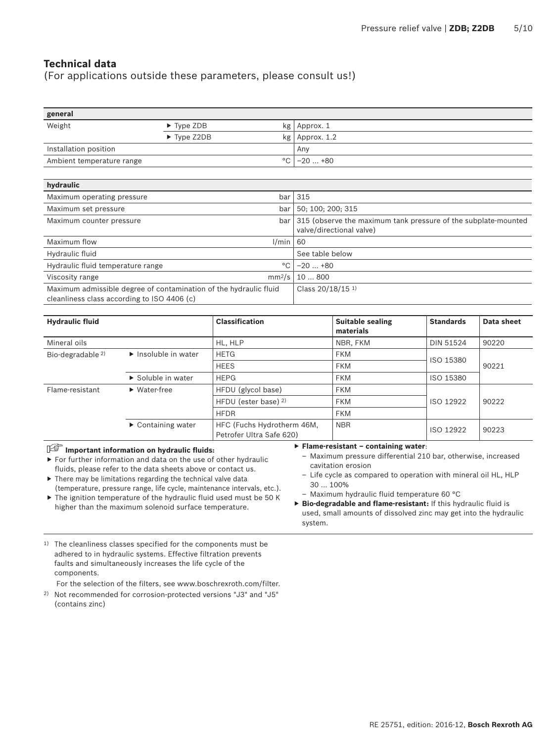## Technical data

(For applications outside these parameters, please consult us!)

| general | | | |
|---|---|---|---|
| Weight | ▶ Type ZDB | kg | Approx. 1 |
| | ▶ Type Z2DB | kg | Approx. 1.2 |
| Installation position | | | Any |
| Ambient temperature range | | °C | −20 … +80 |

| hydraulic | | |
|---|---|---|
| Maximum operating pressure | bar | 315 |
| Maximum set pressure | bar | 50; 100; 200; 315 |
| Maximum counter pressure | bar | 315 (observe the maximum tank pressure of the subplate-mounted valve/directional valve) |
| Maximum flow | l/min | 60 |
| Hydraulic fluid | | See table below |
| Hydraulic fluid temperature range | °C | −20 … +80 |
| Viscosity range | $mm^2/s$ | 10 … 800 |
| Maximum admissible degree of contamination of the hydraulic fluid cleanliness class according to ISO 4406 (c) | | Class 20/18/15 [1] |

| Hydraulic fluid | | Classification | Suitable sealing materials | Standards | Data sheet |
|---|---|---|---|---|---|
| Mineral oils | | HL, HLP | NBR, FKM | DIN 51524 | 90220 |
| Bio-degradable [2] | ▶ Insoluble in water | HETG | FKM | ISO 15380 | 90221 |
| | | HEES | FKM | | |
| | ▶ Soluble in water | HEPG | FKM | ISO 15380 | |
| Flame-resistant | ▶ Water-free | HFDU (glycol base) | FKM | ISO 12922 | 90222 |
| | | HFDU (ester base) [2] | FKM | | |
| | | HFDR | FKM | | |
| | ▶ Containing water | HFC (Fuchs Hydrotherm 46M, Petrofer Ultra Safe 620) | NBR | ISO 12922 | 90223 |

**Important information on hydraulic fluids:**

- For further information and data on the use of other hydraulic fluids, please refer to the data sheets above or contact us.
- There may be limitations regarding the technical valve data (temperature, pressure range, life cycle, maintenance intervals, etc.).
- The ignition temperature of the hydraulic fluid used must be 50 K higher than the maximum solenoid surface temperature.
- **Flame-resistant – containing water**:
  - Maximum pressure differential 210 bar, otherwise, increased cavitation erosion
  - Life cycle as compared to operation with mineral oil HL, HLP 30 … 100%
  - Maximum hydraulic fluid temperature 60 °C
- **Bio-degradable and flame-resistant:** If this hydraulic fluid is used, small amounts of dissolved zinc may get into the hydraulic system.

[1] The cleanliness classes specified for the components must be adhered to in hydraulic systems. Effective filtration prevents faults and simultaneously increases the life cycle of the components.
For the selection of the filters, see www.boschrexroth.com/filter.

[2] Not recommended for corrosion-protected versions "J3" and "J5" (contains zinc)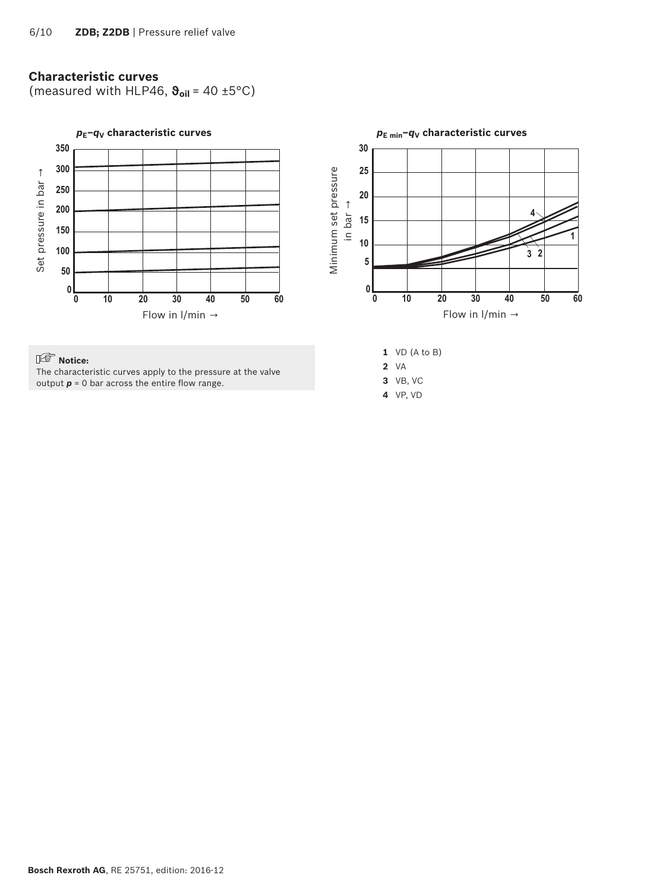## Characteristic curves

(measured with HLP46, $\vartheta_{oil}$ = 40 ±5°C)

**$p_E$–$q_V$ characteristic curves**

Set pressure in bar →

Flow in l/min →

**$p_{E\ min}$–$q_V$ characteristic curves**

Minimum set pressure in bar →

Flow in l/min →

**Notice:**
The characteristic curves apply to the pressure at the valve output ***p*** = 0 bar across the entire flow range.

**1** VD (A to B)
**2** VA
**3** VB, VC
**4** VP, VD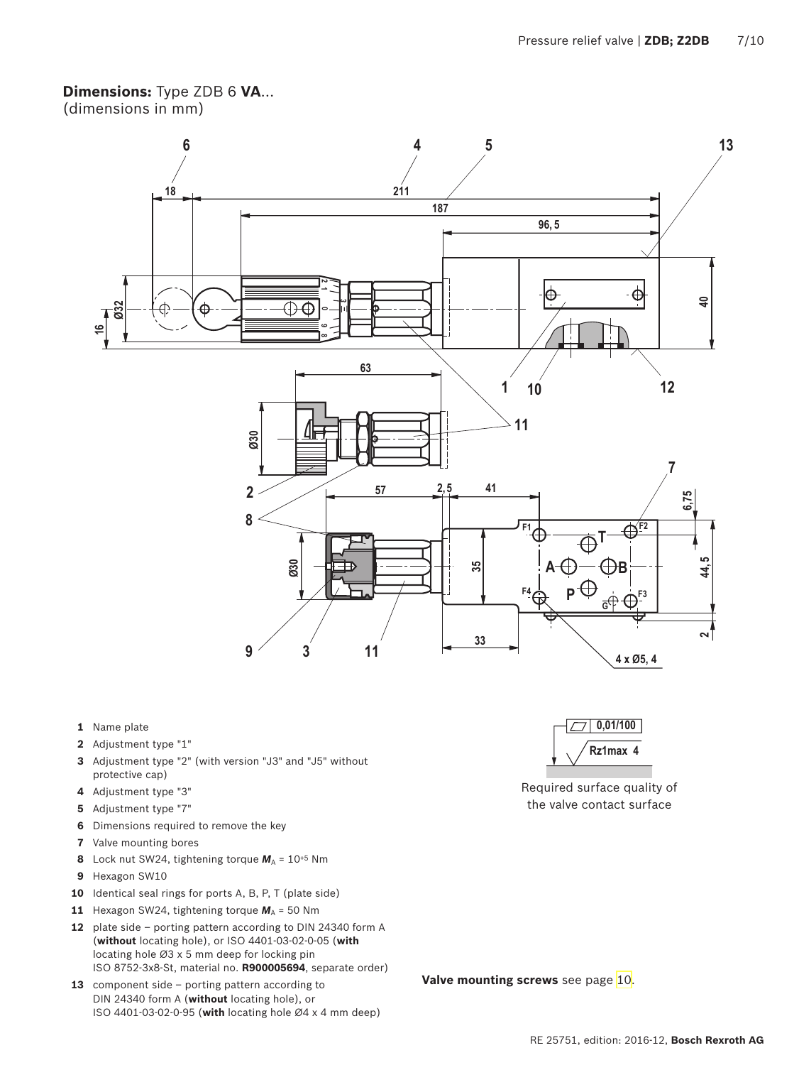**Dimensions:** Type ZDB 6 **VA**...
(dimensions in mm)

**1** Name plate

**2** Adjustment type "1"

**3** Adjustment type "2" (with version "J3" and "J5" without protective cap)

**4** Adjustment type "3"

**5** Adjustment type "7"

**6** Dimensions required to remove the key

**7** Valve mounting bores

**8** Lock nut SW24, tightening torque $M_A$ = $10^{+5}$ Nm

**9** Hexagon SW10

**10** Identical seal rings for ports A, B, P, T (plate side)

**11** Hexagon SW24, tightening torque $M_A$ = 50 Nm

**12** plate side – porting pattern according to DIN 24340 form A (**without** locating hole), or ISO 4401-03-02-0-05 (**with** locating hole Ø3 x 5 mm deep for locking pin ISO 8752-3x8-St, material no. **R900005694**, separate order)

**13** component side – porting pattern according to DIN 24340 form A (**without** locating hole), or ISO 4401-03-02-0-95 (**with** locating hole Ø4 x 4 mm deep)

0,01/100

Rz1max 4

Required surface quality of the valve contact surface

**Valve mounting screws** see page 10.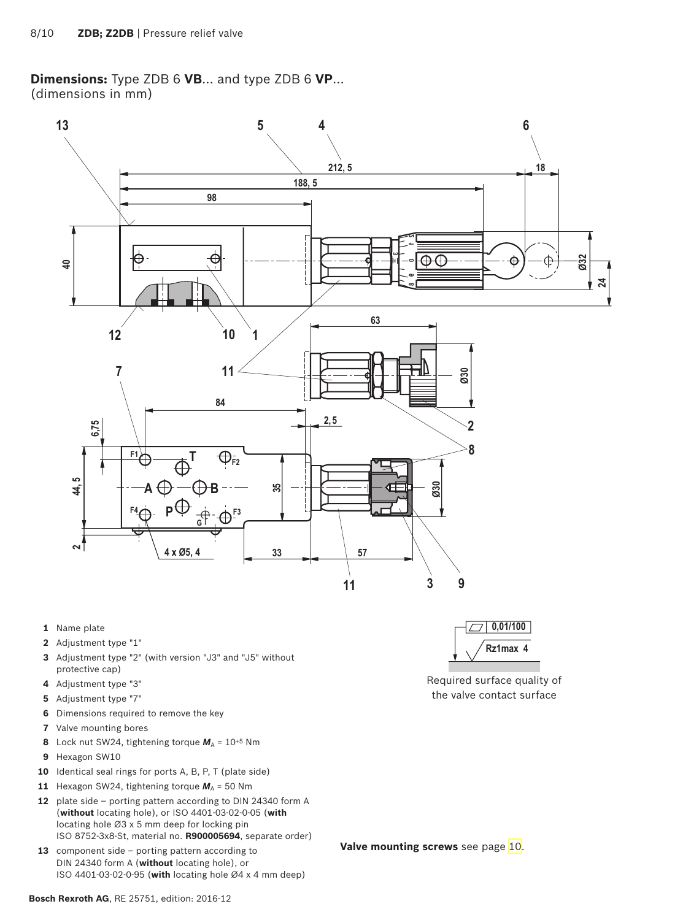## Dimensions: Type ZDB 6 **VB**... and type ZDB 6 **VP**... (dimensions in mm)

1. Name plate
2. Adjustment type "1"
3. Adjustment type "2" (with version "J3" and "J5" without protective cap)
4. Adjustment type "3"
5. Adjustment type "7"
6. Dimensions required to remove the key
7. Valve mounting bores
8. Lock nut SW24, tightening torque $M_A$ = $10^{+5}$ Nm
9. Hexagon SW10
10. Identical seal rings for ports A, B, P, T (plate side)
11. Hexagon SW24, tightening torque $M_A$ = 50 Nm
12. plate side – porting pattern according to DIN 24340 form A (**without** locating hole), or ISO 4401-03-02-0-05 (**with** locating hole Ø3 x 5 mm deep for locking pin ISO 8752-3x8-St, material no. **R900005694**, separate order)
13. component side – porting pattern according to DIN 24340 form A (**without** locating hole), or ISO 4401-03-02-0-95 (**with** locating hole Ø4 x 4 mm deep)

0,01/100

Rz1max 4

Required surface quality of the valve contact surface

**Valve mounting screws** see page 10.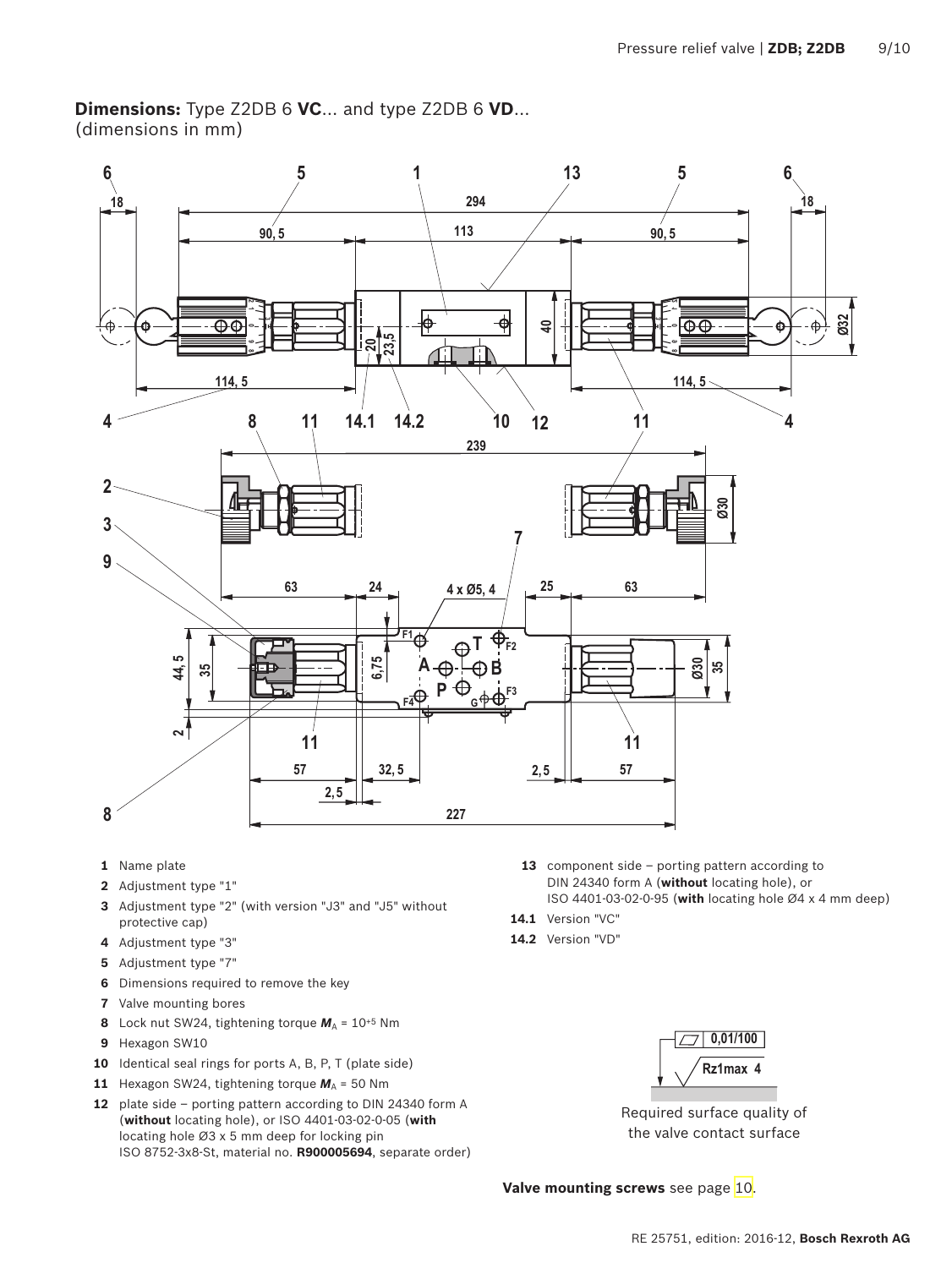**Dimensions:** Type Z2DB 6 **VC**... and type Z2DB 6 **VD**...
(dimensions in mm)

**1** Name plate

**2** Adjustment type "1"

**3** Adjustment type "2" (with version "J3" and "J5" without protective cap)

**4** Adjustment type "3"

**5** Adjustment type "7"

**6** Dimensions required to remove the key

**7** Valve mounting bores

**8** Lock nut SW24, tightening torque $M_A$ = $10^{+5}$ Nm

**9** Hexagon SW10

**10** Identical seal rings for ports A, B, P, T (plate side)

**11** Hexagon SW24, tightening torque $M_A$ = 50 Nm

**12** plate side – porting pattern according to DIN 24340 form A (**without** locating hole), or ISO 4401-03-02-0-05 (**with** locating hole Ø3 x 5 mm deep for locking pin ISO 8752-3x8-St, material no. **R900005694**, separate order)

**13** component side – porting pattern according to DIN 24340 form A (**without** locating hole), or ISO 4401-03-02-0-95 (**with** locating hole Ø4 x 4 mm deep)

**14.1** Version "VC"

**14.2** Version "VD"

0,01/100

Rz1max 4

Required surface quality of the valve contact surface

**Valve mounting screws** see page 10.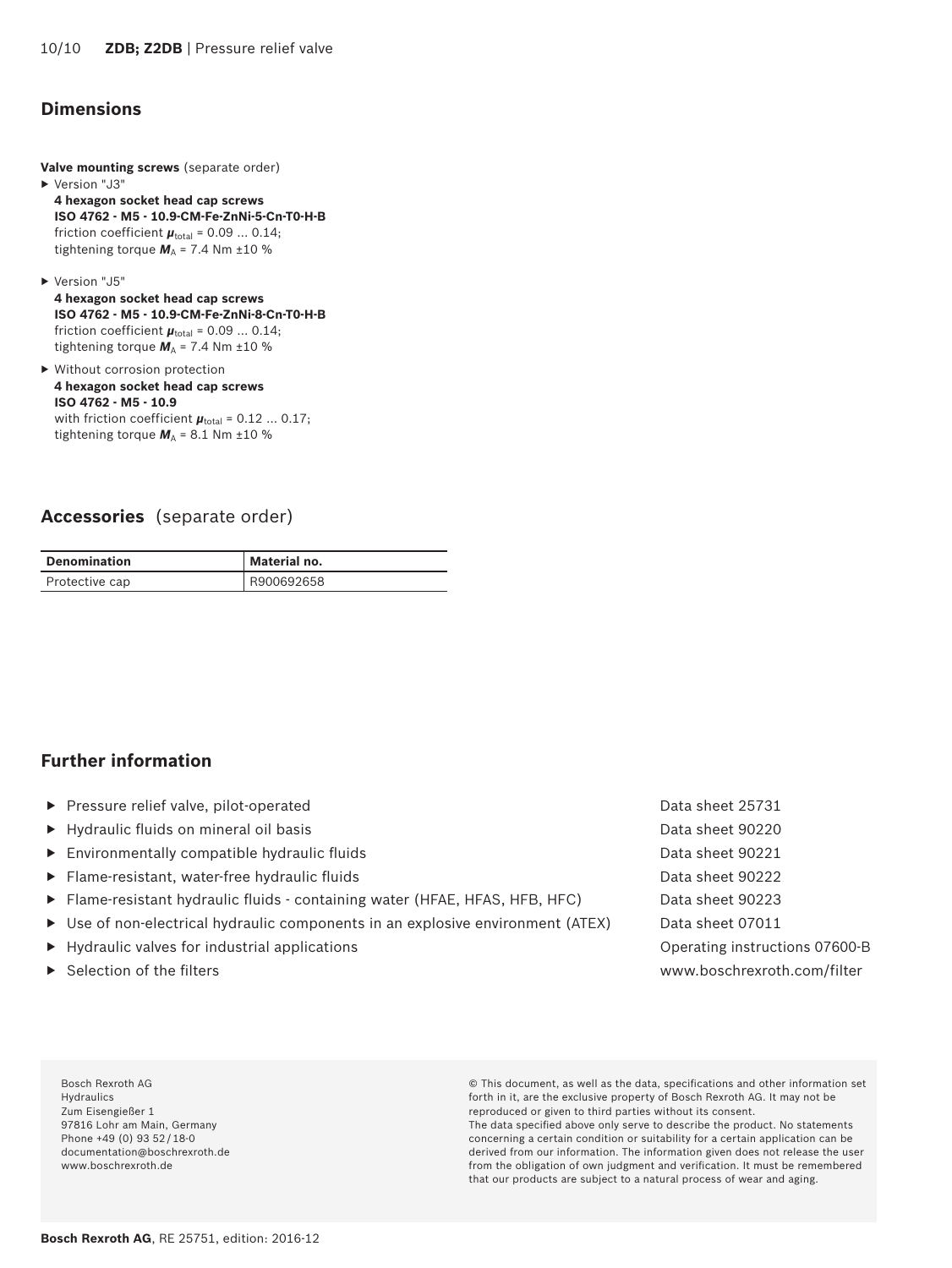## Dimensions

**Valve mounting screws** (separate order)

- Version "J3"
  **4 hexagon socket head cap screws**
  **ISO 4762 - M5 - 10.9-CM-Fe-ZnNi-5-Cn-T0-H-B**
  friction coefficient $\mu_{total}$ = 0.09 ... 0.14;
  tightening torque $M_A$ = 7.4 Nm ±10 %
- Version "J5"
  **4 hexagon socket head cap screws**
  **ISO 4762 - M5 - 10.9-CM-Fe-ZnNi-8-Cn-T0-H-B**
  friction coefficient $\mu_{total}$ = 0.09 ... 0.14;
  tightening torque $M_A$ = 7.4 Nm ±10 %
- Without corrosion protection
  **4 hexagon socket head cap screws**
  **ISO 4762 - M5 - 10.9**
  with friction coefficient $\mu_{total}$ = 0.12 ... 0.17;
  tightening torque $M_A$ = 8.1 Nm ±10 %

## Accessories (separate order)

| Denomination | Material no. |
|---|---|
| Protective cap | R900692658 |

## Further information

- Pressure relief valve, pilot-operated — Data sheet 25731
- Hydraulic fluids on mineral oil basis — Data sheet 90220
- Environmentally compatible hydraulic fluids — Data sheet 90221
- Flame-resistant, water-free hydraulic fluids — Data sheet 90222
- Flame-resistant hydraulic fluids - containing water (HFAE, HFAS, HFB, HFC) — Data sheet 90223
- Use of non-electrical hydraulic components in an explosive environment (ATEX) — Data sheet 07011
- Hydraulic valves for industrial applications — Operating instructions 07600-B
- Selection of the filters — www.boschrexroth.com/filter

Bosch Rexroth AG
Hydraulics
Zum Eisengießer 1
97816 Lohr am Main, Germany
Phone +49 (0) 93 52 / 18-0
documentation@boschrexroth.de
www.boschrexroth.de

© This document, as well as the data, specifications and other information set forth in it, are the exclusive property of Bosch Rexroth AG. It may not be reproduced or given to third parties without its consent.
The data specified above only serve to describe the product. No statements concerning a certain condition or suitability for a certain application can be derived from our information. The information given does not release the user from the obligation of own judgment and verification. It must be remembered that our products are subject to a natural process of wear and aging.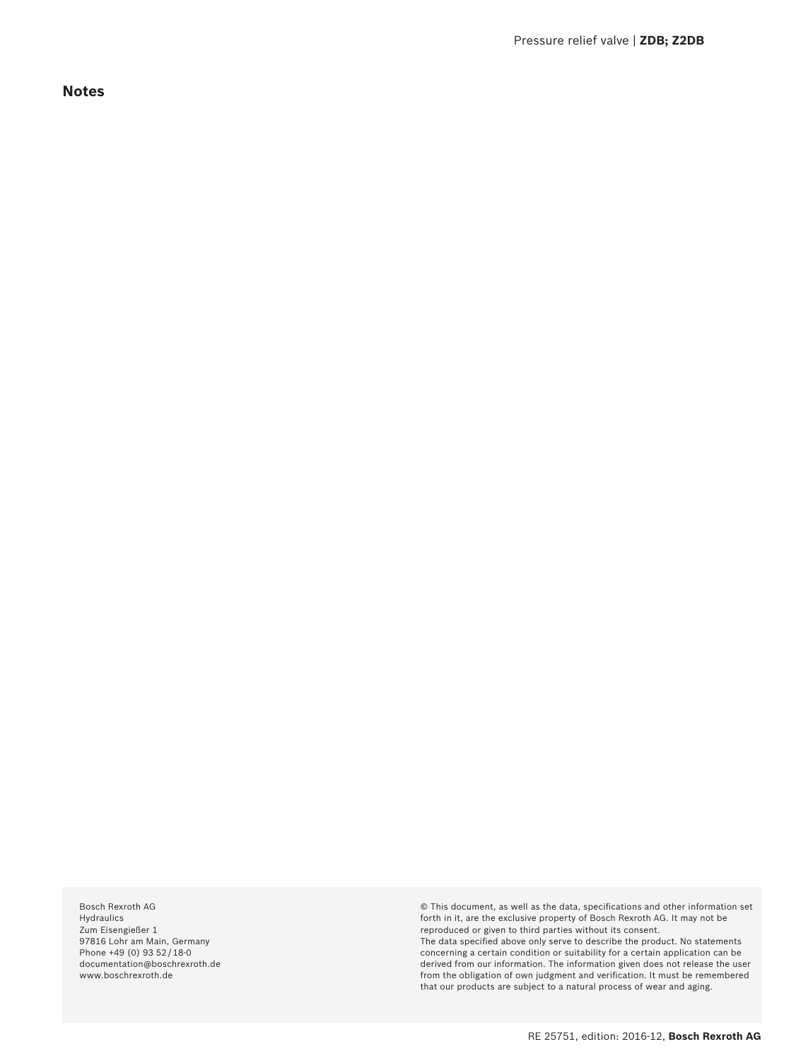## Notes

Bosch Rexroth AG
Hydraulics
Zum Eisengießer 1
97816 Lohr am Main, Germany
Phone +49 (0) 93 52 / 18-0
documentation@boschrexroth.de
www.boschrexroth.de

© This document, as well as the data, specifications and other information set forth in it, are the exclusive property of Bosch Rexroth AG. It may not be reproduced or given to third parties without its consent.
The data specified above only serve to describe the product. No statements concerning a certain condition or suitability for a certain application can be derived from our information. The information given does not release the user from the obligation of own judgment and verification. It must be remembered that our products are subject to a natural process of wear and aging.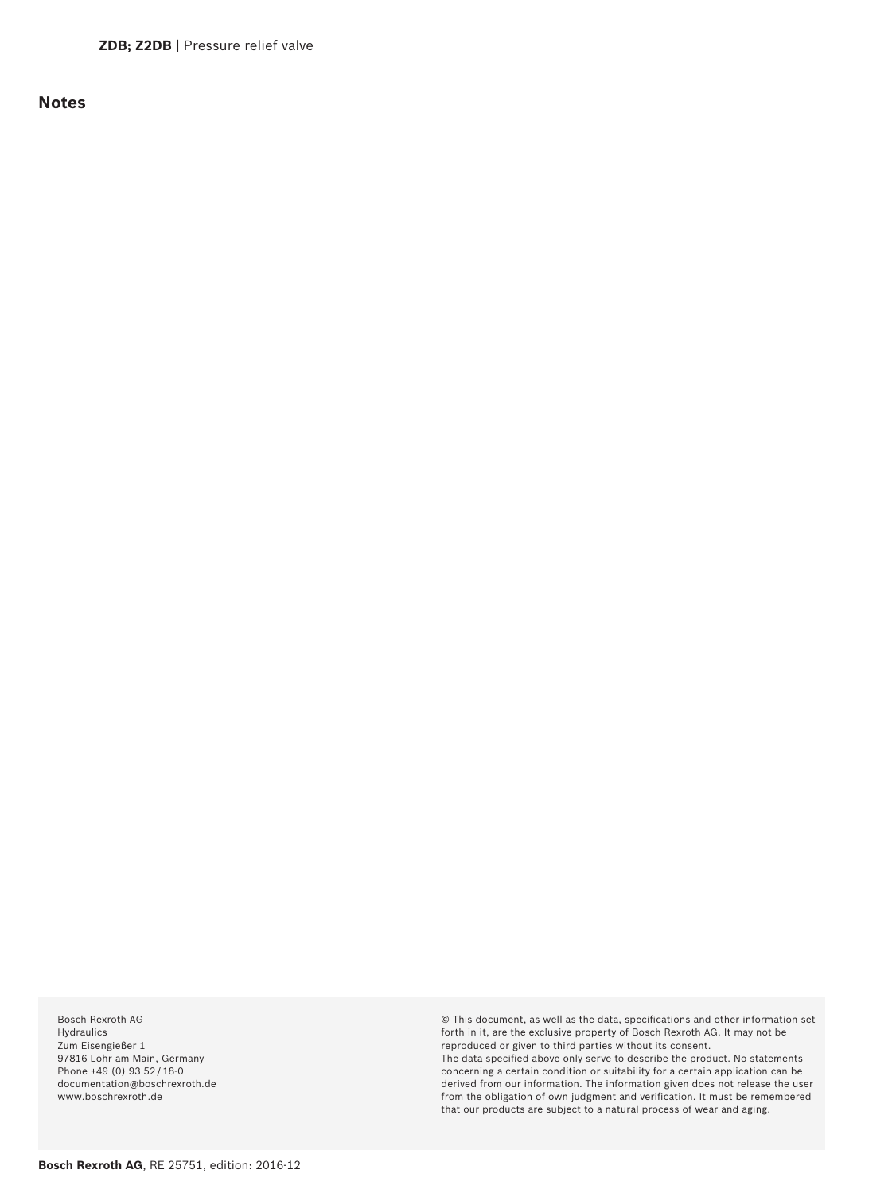## Notes

Bosch Rexroth AG
Hydraulics
Zum Eisengießer 1
97816 Lohr am Main, Germany
Phone +49 (0) 93 52 / 18-0
documentation@boschrexroth.de
www.boschrexroth.de

© This document, as well as the data, specifications and other information set forth in it, are the exclusive property of Bosch Rexroth AG. It may not be reproduced or given to third parties without its consent.
The data specified above only serve to describe the product. No statements concerning a certain condition or suitability for a certain application can be derived from our information. The information given does not release the user from the obligation of own judgment and verification. It must be remembered that our products are subject to a natural process of wear and aging.